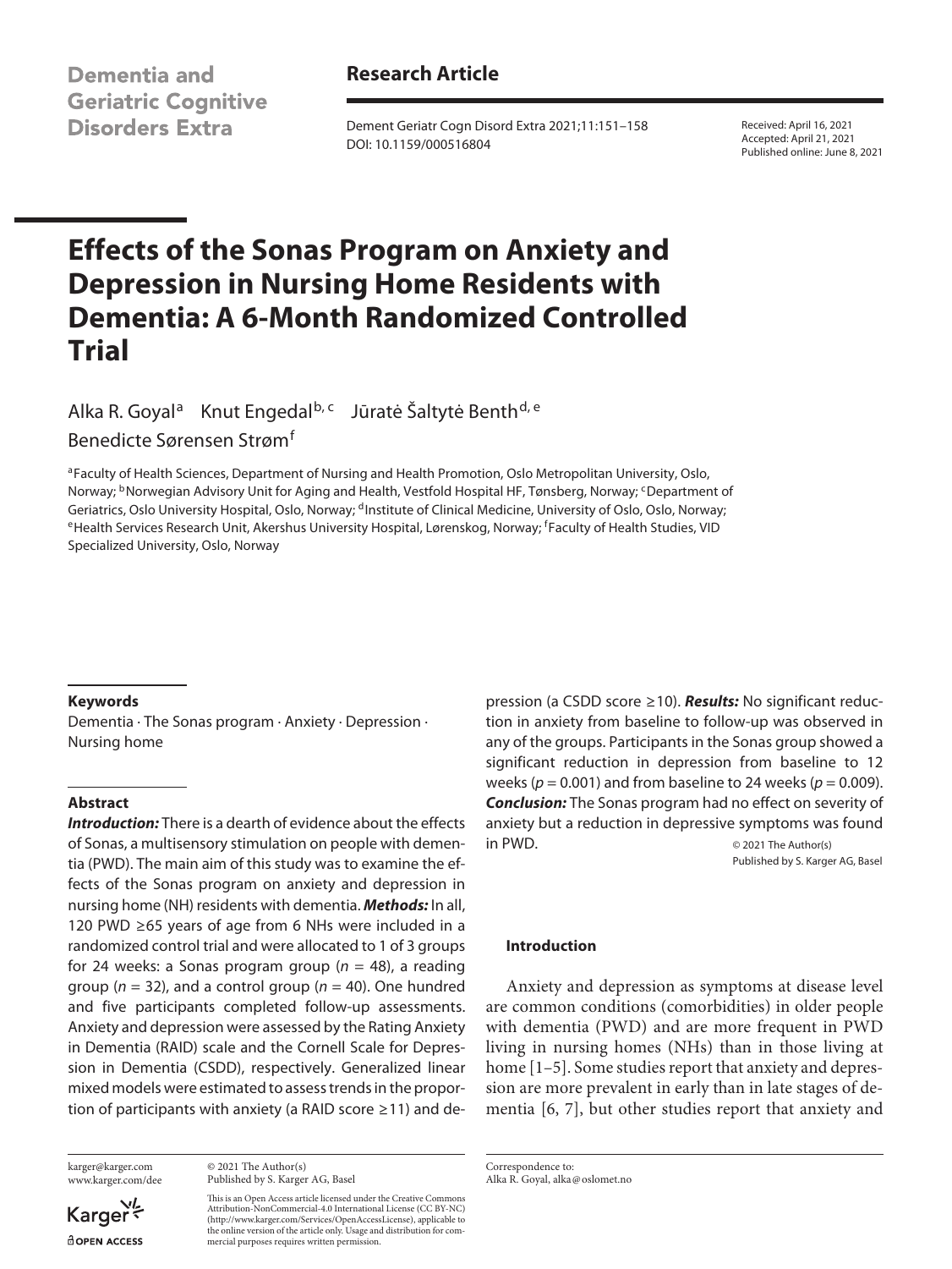Dementia and Geriatric Cognitive Disorders Extra

**Research Article**

Received: April 16, 2021
Accepted: April 21, 2021
Published online: June 8, 2021

# Effects of the Sonas Program on Anxiety and Depression in Nursing Home Residents with Dementia: A 6-Month Randomized Controlled Trial

Alka R. Goyal[a] Knut Engedal[b, c] Jūratė Šaltytė Benth[d, e]
Benedicte Sørensen Strøm[f]

[a]Faculty of Health Sciences, Department of Nursing and Health Promotion, Oslo Metropolitan University, Oslo, Norway; [b]Norwegian Advisory Unit for Aging and Health, Vestfold Hospital HF, Tønsberg, Norway; [c]Department of Geriatrics, Oslo University Hospital, Oslo, Norway; [d]Institute of Clinical Medicine, University of Oslo, Oslo, Norway; [e]Health Services Research Unit, Akershus University Hospital, Lørenskog, Norway; [f]Faculty of Health Studies, VID Specialized University, Oslo, Norway

## Keywords

Dementia · The Sonas program · Anxiety · Depression · Nursing home

## Abstract

***Introduction:*** There is a dearth of evidence about the effects of Sonas, a multisensory stimulation on people with dementia (PWD). The main aim of this study was to examine the effects of the Sonas program on anxiety and depression in nursing home (NH) residents with dementia. ***Methods:*** In all, 120 PWD ≥65 years of age from 6 NHs were included in a randomized control trial and were allocated to 1 of 3 groups for 24 weeks: a Sonas program group ($n$ = 48), a reading group ($n$ = 32), and a control group ($n$ = 40). One hundred and five participants completed follow-up assessments. Anxiety and depression were assessed by the Rating Anxiety in Dementia (RAID) scale and the Cornell Scale for Depression in Dementia (CSDD), respectively. Generalized linear mixed models were estimated to assess trends in the proportion of participants with anxiety (a RAID score ≥11) and depression (a CSDD score ≥10). ***Results:*** No significant reduction in anxiety from baseline to follow-up was observed in any of the groups. Participants in the Sonas group showed a significant reduction in depression from baseline to 12 weeks ($p$ = 0.001) and from baseline to 24 weeks ($p$ = 0.009). ***Conclusion:*** The Sonas program had no effect on severity of anxiety but a reduction in depressive symptoms was found in PWD.

© 2021 The Author(s)
Published by S. Karger AG, Basel

## Introduction

Anxiety and depression as symptoms at disease level are common conditions (comorbidities) in older people with dementia (PWD) and are more frequent in PWD living in nursing homes (NHs) than in those living at home [1–5]. Some studies report that anxiety and depression are more prevalent in early than in late stages of dementia [6, 7], but other studies report that anxiety and

karger@karger.com
www.karger.com/dee

© 2021 The Author(s)
Published by S. Karger AG, Basel

This is an Open Access article licensed under the Creative Commons Attribution-NonCommercial-4.0 International License (CC BY-NC) (http://www.karger.com/Services/OpenAccessLicense), applicable to the online version of the article only. Usage and distribution for commercial purposes requires written permission.

Correspondence to:
Alka R. Goyal, alka@oslomet.no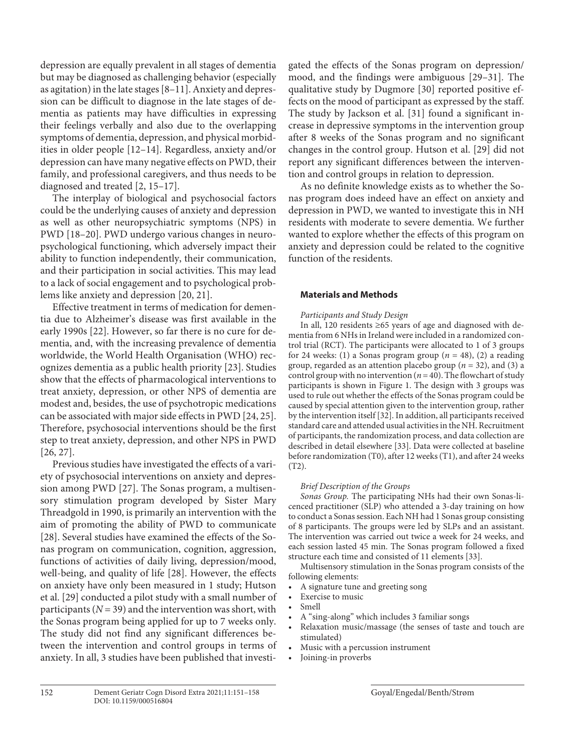depression are equally prevalent in all stages of dementia but may be diagnosed as challenging behavior (especially as agitation) in the late stages [8–11]. Anxiety and depression can be difficult to diagnose in the late stages of dementia as patients may have difficulties in expressing their feelings verbally and also due to the overlapping symptoms of dementia, depression, and physical morbidities in older people [12–14]. Regardless, anxiety and/or depression can have many negative effects on PWD, their family, and professional caregivers, and thus needs to be diagnosed and treated [2, 15–17].

The interplay of biological and psychosocial factors could be the underlying causes of anxiety and depression as well as other neuropsychiatric symptoms (NPS) in PWD [18–20]. PWD undergo various changes in neuropsychological functioning, which adversely impact their ability to function independently, their communication, and their participation in social activities. This may lead to a lack of social engagement and to psychological problems like anxiety and depression [20, 21].

Effective treatment in terms of medication for dementia due to Alzheimer's disease was first available in the early 1990s [22]. However, so far there is no cure for dementia, and, with the increasing prevalence of dementia worldwide, the World Health Organisation (WHO) recognizes dementia as a public health priority [23]. Studies show that the effects of pharmacological interventions to treat anxiety, depression, or other NPS of dementia are modest and, besides, the use of psychotropic medications can be associated with major side effects in PWD [24, 25]. Therefore, psychosocial interventions should be the first step to treat anxiety, depression, and other NPS in PWD [26, 27].

Previous studies have investigated the effects of a variety of psychosocial interventions on anxiety and depression among PWD [27]. The Sonas program, a multisensory stimulation program developed by Sister Mary Threadgold in 1990, is primarily an intervention with the aim of promoting the ability of PWD to communicate [28]. Several studies have examined the effects of the Sonas program on communication, cognition, aggression, functions of activities of daily living, depression/mood, well-being, and quality of life [28]. However, the effects on anxiety have only been measured in 1 study; Hutson et al. [29] conducted a pilot study with a small number of participants ($N = 39$) and the intervention was short, with the Sonas program being applied for up to 7 weeks only. The study did not find any significant differences between the intervention and control groups in terms of anxiety. In all, 3 studies have been published that investigated the effects of the Sonas program on depression/mood, and the findings were ambiguous [29–31]. The qualitative study by Dugmore [30] reported positive effects on the mood of participant as expressed by the staff. The study by Jackson et al. [31] found a significant increase in depressive symptoms in the intervention group after 8 weeks of the Sonas program and no significant changes in the control group. Hutson et al. [29] did not report any significant differences between the intervention and control groups in relation to depression.

As no definite knowledge exists as to whether the Sonas program does indeed have an effect on anxiety and depression in PWD, we wanted to investigate this in NH residents with moderate to severe dementia. We further wanted to explore whether the effects of this program on anxiety and depression could be related to the cognitive function of the residents.

## Materials and Methods

### *Participants and Study Design*

In all, 120 residents ≥65 years of age and diagnosed with dementia from 6 NHs in Ireland were included in a randomized control trial (RCT). The participants were allocated to 1 of 3 groups for 24 weeks: (1) a Sonas program group ($n = 48$), (2) a reading group, regarded as an attention placebo group ($n = 32$), and (3) a control group with no intervention ($n = 40$). The flowchart of study participants is shown in Figure 1. The design with 3 groups was used to rule out whether the effects of the Sonas program could be caused by special attention given to the intervention group, rather by the intervention itself [32]. In addition, all participants received standard care and attended usual activities in the NH. Recruitment of participants, the randomization process, and data collection are described in detail elsewhere [33]. Data were collected at baseline before randomization (T0), after 12 weeks (T1), and after 24 weeks (T2).

### *Brief Description of the Groups*

*Sonas Group.* The participating NHs had their own Sonas-licenced practitioner (SLP) who attended a 3-day training on how to conduct a Sonas session. Each NH had 1 Sonas group consisting of 8 participants. The groups were led by SLPs and an assistant. The intervention was carried out twice a week for 24 weeks, and each session lasted 45 min. The Sonas program followed a fixed structure each time and consisted of 11 elements [33].

Multisensory stimulation in the Sonas program consists of the following elements:

- A signature tune and greeting song
- Exercise to music
- Smell
- A "sing-along" which includes 3 familiar songs
- Relaxation music/massage (the senses of taste and touch are stimulated)
- Music with a percussion instrument
- Joining-in proverbs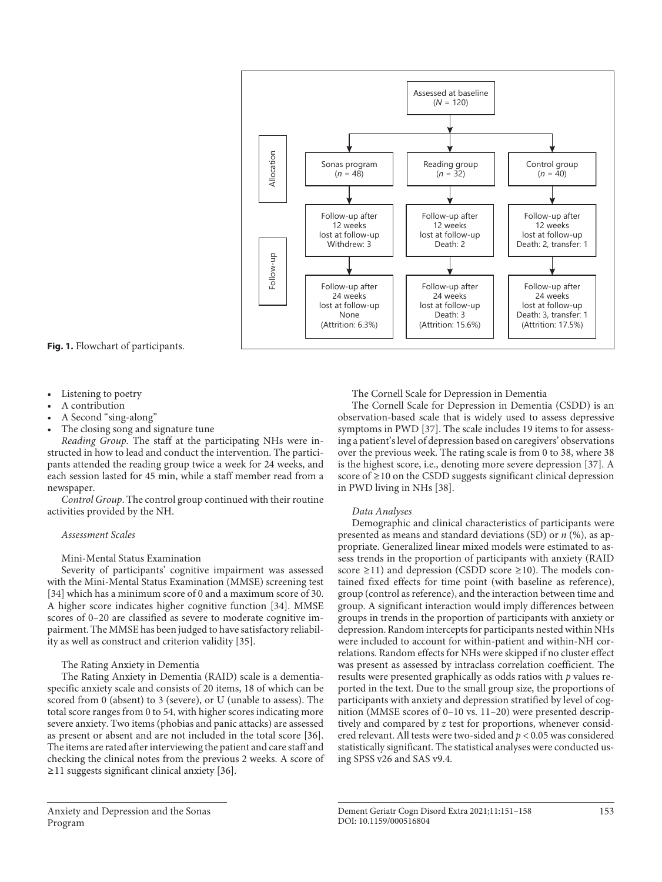Assessed at baseline
($N$ = 120)

Allocation

| Sonas program ($n$ = 48) | Reading group ($n$ = 32) | Control group ($n$ = 40) |
|---|---|---|
| Follow-up after 12 weeks lost at follow-up Withdrew: 3 | Follow-up after 12 weeks lost at follow-up Death: 2 | Follow-up after 12 weeks lost at follow-up Death: 2, transfer: 1 |
| Follow-up after 24 weeks lost at follow-up None (Attrition: 6.3%) | Follow-up after 24 weeks lost at follow-up Death: 3 (Attrition: 15.6%) | Follow-up after 24 weeks lost at follow-up Death: 3, transfer: 1 (Attrition: 17.5%) |

Follow-up

**Fig. 1.** Flowchart of participants.

- Listening to poetry
- A contribution
- A Second "sing-along"
- The closing song and signature tune

*Reading Group.* The staff at the participating NHs were instructed in how to lead and conduct the intervention. The participants attended the reading group twice a week for 24 weeks, and each session lasted for 45 min, while a staff member read from a newspaper.

*Control Group.* The control group continued with their routine activities provided by the NH.

*Assessment Scales*

Mini-Mental Status Examination

Severity of participants' cognitive impairment was assessed with the Mini-Mental Status Examination (MMSE) screening test [34] which has a minimum score of 0 and a maximum score of 30. A higher score indicates higher cognitive function [34]. MMSE scores of 0–20 are classified as severe to moderate cognitive impairment. The MMSE has been judged to have satisfactory reliability as well as construct and criterion validity [35].

The Rating Anxiety in Dementia

The Rating Anxiety in Dementia (RAID) scale is a dementia-specific anxiety scale and consists of 20 items, 18 of which can be scored from 0 (absent) to 3 (severe), or U (unable to assess). The total score ranges from 0 to 54, with higher scores indicating more severe anxiety. Two items (phobias and panic attacks) are assessed as present or absent and are not included in the total score [36]. The items are rated after interviewing the patient and care staff and checking the clinical notes from the previous 2 weeks. A score of ≥11 suggests significant clinical anxiety [36].

The Cornell Scale for Depression in Dementia

The Cornell Scale for Depression in Dementia (CSDD) is an observation-based scale that is widely used to assess depressive symptoms in PWD [37]. The scale includes 19 items to for assessing a patient's level of depression based on caregivers' observations over the previous week. The rating scale is from 0 to 38, where 38 is the highest score, i.e., denoting more severe depression [37]. A score of ≥10 on the CSDD suggests significant clinical depression in PWD living in NHs [38].

*Data Analyses*

Demographic and clinical characteristics of participants were presented as means and standard deviations (SD) or $n$ (%), as appropriate. Generalized linear mixed models were estimated to assess trends in the proportion of participants with anxiety (RAID score ≥11) and depression (CSDD score ≥10). The models contained fixed effects for time point (with baseline as reference), group (control as reference), and the interaction between time and group. A significant interaction would imply differences between groups in trends in the proportion of participants with anxiety or depression. Random intercepts for participants nested within NHs were included to account for within-patient and within-NH correlations. Random effects for NHs were skipped if no cluster effect was present as assessed by intraclass correlation coefficient. The results were presented graphically as odds ratios with $p$ values reported in the text. Due to the small group size, the proportions of participants with anxiety and depression stratified by level of cognition (MMSE scores of 0–10 vs. 11–20) were presented descriptively and compared by $z$ test for proportions, whenever considered relevant. All tests were two-sided and $p < 0.05$ was considered statistically significant. The statistical analyses were conducted using SPSS v26 and SAS v9.4.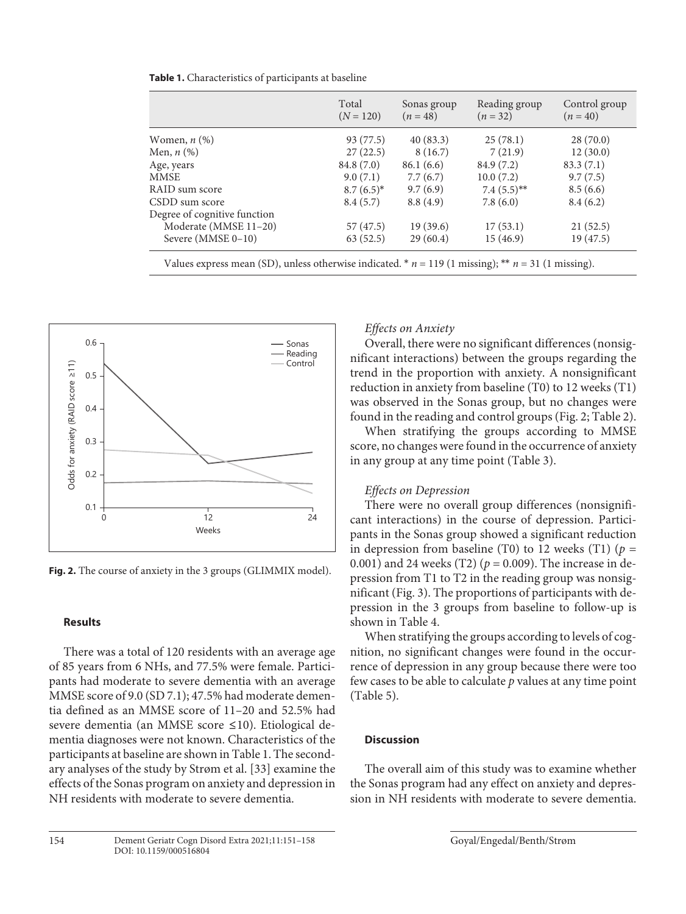**Table 1.** Characteristics of participants at baseline

| | Total ($N$ = 120) | Sonas group ($n$ = 48) | Reading group ($n$ = 32) | Control group ($n$ = 40) |
|---|---|---|---|---|
| Women, $n$ (%) | 93 (77.5) | 40 (83.3) | 25 (78.1) | 28 (70.0) |
| Men, $n$ (%) | 27 (22.5) | 8 (16.7) | 7 (21.9) | 12 (30.0) |
| Age, years | 84.8 (7.0) | 86.1 (6.6) | 84.9 (7.2) | 83.3 (7.1) |
| MMSE | 9.0 (7.1) | 7.7 (6.7) | 10.0 (7.2) | 9.7 (7.5) |
| RAID sum score | 8.7 (6.5)* | 9.7 (6.9) | 7.4 (5.5)** | 8.5 (6.6) |
| CSDD sum score | 8.4 (5.7) | 8.8 (4.9) | 7.8 (6.0) | 8.4 (6.2) |
| Degree of cognitive function | | | | |
| Moderate (MMSE 11–20) | 57 (47.5) | 19 (39.6) | 17 (53.1) | 21 (52.5) |
| Severe (MMSE 0–10) | 63 (52.5) | 29 (60.4) | 15 (46.9) | 19 (47.5) |

Values express mean (SD), unless otherwise indicated. * $n$ = 119 (1 missing); ** $n$ = 31 (1 missing).

**Fig. 2.** The course of anxiety in the 3 groups (GLIMMIX model).

## Results

There was a total of 120 residents with an average age of 85 years from 6 NHs, and 77.5% were female. Participants had moderate to severe dementia with an average MMSE score of 9.0 (SD 7.1); 47.5% had moderate dementia defined as an MMSE score of 11–20 and 52.5% had severe dementia (an MMSE score ≤10). Etiological dementia diagnoses were not known. Characteristics of the participants at baseline are shown in Table 1. The secondary analyses of the study by Strøm et al. [33] examine the effects of the Sonas program on anxiety and depression in NH residents with moderate to severe dementia.

### *Effects on Anxiety*

Overall, there were no significant differences (nonsignificant interactions) between the groups regarding the trend in the proportion with anxiety. A nonsignificant reduction in anxiety from baseline (T0) to 12 weeks (T1) was observed in the Sonas group, but no changes were found in the reading and control groups (Fig. 2; Table 2).

When stratifying the groups according to MMSE score, no changes were found in the occurrence of anxiety in any group at any time point (Table 3).

### *Effects on Depression*

There were no overall group differences (nonsignificant interactions) in the course of depression. Participants in the Sonas group showed a significant reduction in depression from baseline (T0) to 12 weeks (T1) ($p$ = 0.001) and 24 weeks (T2) ($p$ = 0.009). The increase in depression from T1 to T2 in the reading group was nonsignificant (Fig. 3). The proportions of participants with depression in the 3 groups from baseline to follow-up is shown in Table 4.

When stratifying the groups according to levels of cognition, no significant changes were found in the occurrence of depression in any group because there were too few cases to be able to calculate $p$ values at any time point (Table 5).

## Discussion

The overall aim of this study was to examine whether the Sonas program had any effect on anxiety and depression in NH residents with moderate to severe dementia.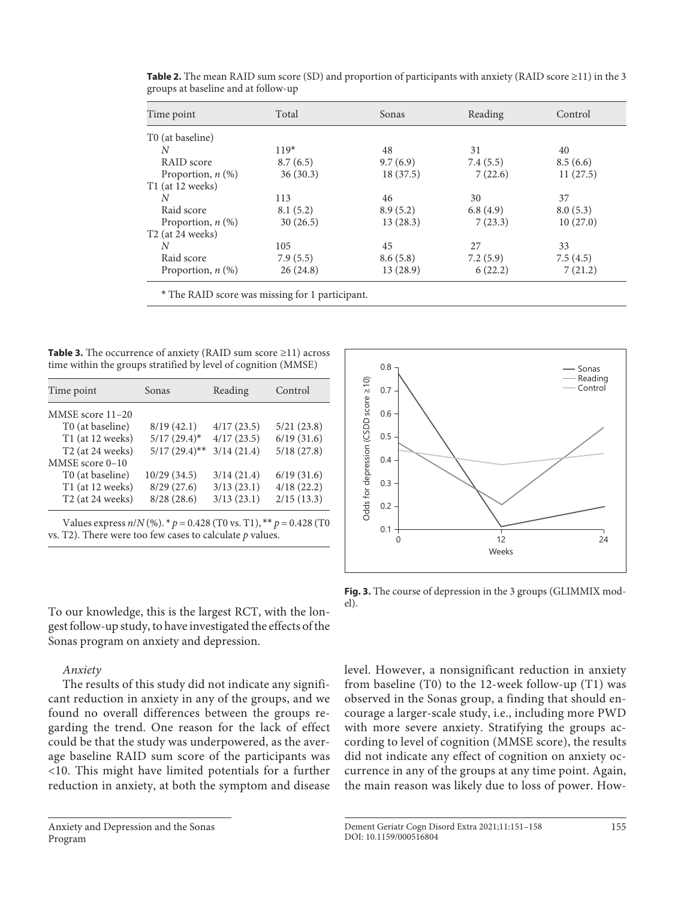**Table 2.** The mean RAID sum score (SD) and proportion of participants with anxiety (RAID score ≥11) in the 3 groups at baseline and at follow-up

| Time point | Total | Sonas | Reading | Control |
|---|---|---|---|---|
| T0 (at baseline) | | | | |
| *N* | 119* | 48 | 31 | 40 |
| RAID score | 8.7 (6.5) | 9.7 (6.9) | 7.4 (5.5) | 8.5 (6.6) |
| Proportion, *n* (%) | 36 (30.3) | 18 (37.5) | 7 (22.6) | 11 (27.5) |
| T1 (at 12 weeks) | | | | |
| *N* | 113 | 46 | 30 | 37 |
| Raid score | 8.1 (5.2) | 8.9 (5.2) | 6.8 (4.9) | 8.0 (5.3) |
| Proportion, *n* (%) | 30 (26.5) | 13 (28.3) | 7 (23.3) | 10 (27.0) |
| T2 (at 24 weeks) | | | | |
| *N* | 105 | 45 | 27 | 33 |
| Raid score | 7.9 (5.5) | 8.6 (5.8) | 7.2 (5.9) | 7.5 (4.5) |
| Proportion, *n* (%) | 26 (24.8) | 13 (28.9) | 6 (22.2) | 7 (21.2) |

\* The RAID score was missing for 1 participant.

**Table 3.** The occurrence of anxiety (RAID sum score ≥11) across time within the groups stratified by level of cognition (MMSE)

| Time point | Sonas | Reading | Control |
|---|---|---|---|
| MMSE score 11–20 | | | |
| T0 (at baseline) | 8/19 (42.1) | 4/17 (23.5) | 5/21 (23.8) |
| T1 (at 12 weeks) | 5/17 (29.4)* | 4/17 (23.5) | 6/19 (31.6) |
| T2 (at 24 weeks) | 5/17 (29.4)** | 3/14 (21.4) | 5/18 (27.8) |
| MMSE score 0–10 | | | |
| T0 (at baseline) | 10/29 (34.5) | 3/14 (21.4) | 6/19 (31.6) |
| T1 (at 12 weeks) | 8/29 (27.6) | 3/13 (23.1) | 4/18 (22.2) |
| T2 (at 24 weeks) | 8/28 (28.6) | 3/13 (23.1) | 2/15 (13.3) |

Values express *n*/*N* (%). * $p = 0.428$ (T0 vs. T1), ** $p = 0.428$ (T0 vs. T2). There were too few cases to calculate *p* values.

**Fig. 3.** The course of depression in the 3 groups (GLIMMIX model).

To our knowledge, this is the largest RCT, with the longest follow-up study, to have investigated the effects of the Sonas program on anxiety and depression.

*Anxiety*

The results of this study did not indicate any significant reduction in anxiety in any of the groups, and we found no overall differences between the groups regarding the trend. One reason for the lack of effect could be that the study was underpowered, as the average baseline RAID sum score of the participants was <10. This might have limited potentials for a further reduction in anxiety, at both the symptom and disease level. However, a nonsignificant reduction in anxiety from baseline (T0) to the 12-week follow-up (T1) was observed in the Sonas group, a finding that should encourage a larger-scale study, i.e., including more PWD with more severe anxiety. Stratifying the groups according to level of cognition (MMSE score), the results did not indicate any effect of cognition on anxiety occurrence in any of the groups at any time point. Again, the main reason was likely due to loss of power. How-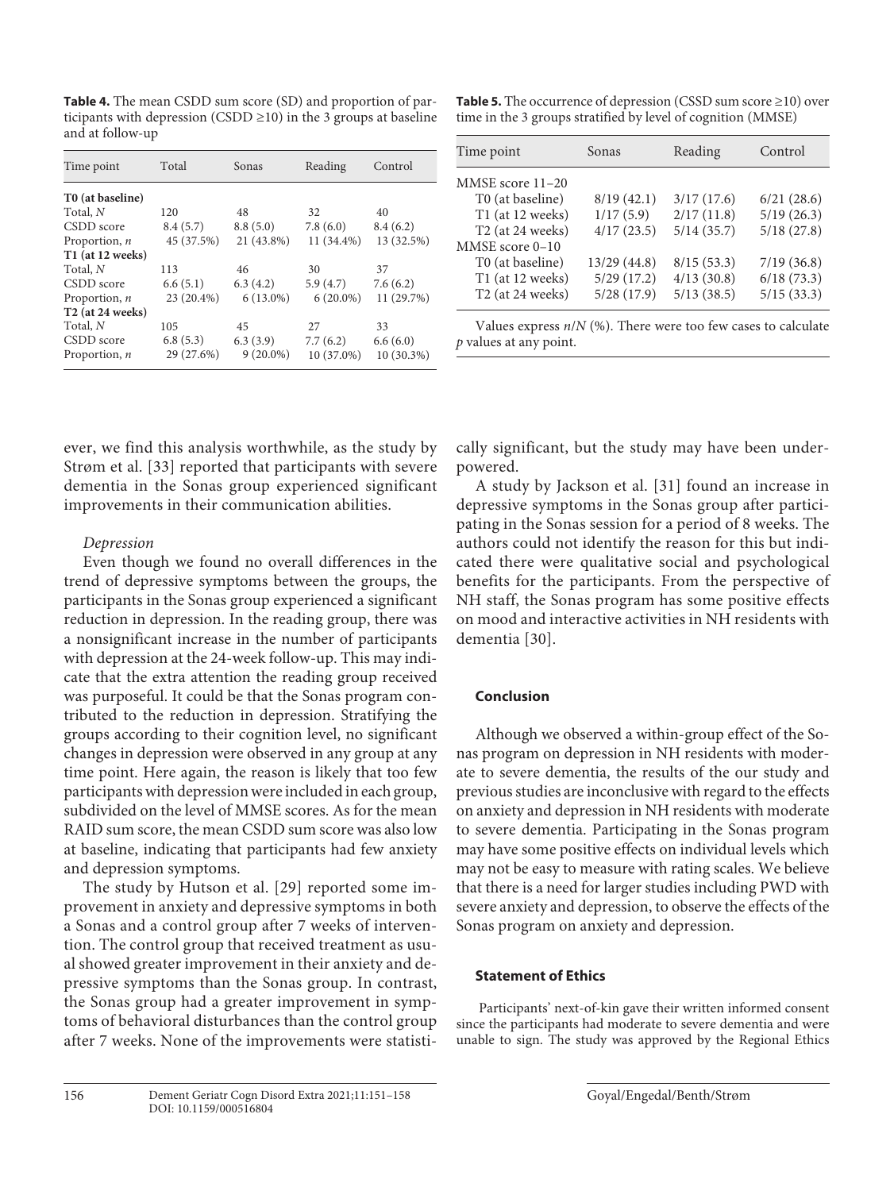**Table 4.** The mean CSDD sum score (SD) and proportion of participants with depression (CSDD ≥10) in the 3 groups at baseline and at follow-up

| Time point | Total | Sonas | Reading | Control |
|---|---|---|---|---|
| **T0 (at baseline)** | | | | |
| Total, *N* | 120 | 48 | 32 | 40 |
| CSDD score | 8.4 (5.7) | 8.8 (5.0) | 7.8 (6.0) | 8.4 (6.2) |
| Proportion, *n* | 45 (37.5%) | 21 (43.8%) | 11 (34.4%) | 13 (32.5%) |
| **T1 (at 12 weeks)** | | | | |
| Total, *N* | 113 | 46 | 30 | 37 |
| CSDD score | 6.6 (5.1) | 6.3 (4.2) | 5.9 (4.7) | 7.6 (6.2) |
| Proportion, *n* | 23 (20.4%) | 6 (13.0%) | 6 (20.0%) | 11 (29.7%) |
| **T2 (at 24 weeks)** | | | | |
| Total, *N* | 105 | 45 | 27 | 33 |
| CSDD score | 6.8 (5.3) | 6.3 (3.9) | 7.7 (6.2) | 6.6 (6.0) |
| Proportion, *n* | 29 (27.6%) | 9 (20.0%) | 10 (37.0%) | 10 (30.3%) |

**Table 5.** The occurrence of depression (CSSD sum score ≥10) over time in the 3 groups stratified by level of cognition (MMSE)

| Time point | Sonas | Reading | Control |
|---|---|---|---|
| MMSE score 11–20 | | | |
| T0 (at baseline) | 8/19 (42.1) | 3/17 (17.6) | 6/21 (28.6) |
| T1 (at 12 weeks) | 1/17 (5.9) | 2/17 (11.8) | 5/19 (26.3) |
| T2 (at 24 weeks) | 4/17 (23.5) | 5/14 (35.7) | 5/18 (27.8) |
| MMSE score 0–10 | | | |
| T0 (at baseline) | 13/29 (44.8) | 8/15 (53.3) | 7/19 (36.8) |
| T1 (at 12 weeks) | 5/29 (17.2) | 4/13 (30.8) | 6/18 (73.3) |
| T2 (at 24 weeks) | 5/28 (17.9) | 5/13 (38.5) | 5/15 (33.3) |

Values express *n*/*N* (%). There were too few cases to calculate *p* values at any point.

ever, we find this analysis worthwhile, as the study by Strøm et al. [33] reported that participants with severe dementia in the Sonas group experienced significant improvements in their communication abilities.

*Depression*

Even though we found no overall differences in the trend of depressive symptoms between the groups, the participants in the Sonas group experienced a significant reduction in depression. In the reading group, there was a nonsignificant increase in the number of participants with depression at the 24-week follow-up. This may indicate that the extra attention the reading group received was purposeful. It could be that the Sonas program contributed to the reduction in depression. Stratifying the groups according to their cognition level, no significant changes in depression were observed in any group at any time point. Here again, the reason is likely that too few participants with depression were included in each group, subdivided on the level of MMSE scores. As for the mean RAID sum score, the mean CSDD sum score was also low at baseline, indicating that participants had few anxiety and depression symptoms.

The study by Hutson et al. [29] reported some improvement in anxiety and depressive symptoms in both a Sonas and a control group after 7 weeks of intervention. The control group that received treatment as usual showed greater improvement in their anxiety and depressive symptoms than the Sonas group. In contrast, the Sonas group had a greater improvement in symptoms of behavioral disturbances than the control group after 7 weeks. None of the improvements were statistically significant, but the study may have been underpowered.

A study by Jackson et al. [31] found an increase in depressive symptoms in the Sonas group after participating in the Sonas session for a period of 8 weeks. The authors could not identify the reason for this but indicated there were qualitative social and psychological benefits for the participants. From the perspective of NH staff, the Sonas program has some positive effects on mood and interactive activities in NH residents with dementia [30].

## Conclusion

Although we observed a within-group effect of the Sonas program on depression in NH residents with moderate to severe dementia, the results of the our study and previous studies are inconclusive with regard to the effects on anxiety and depression in NH residents with moderate to severe dementia. Participating in the Sonas program may have some positive effects on individual levels which may not be easy to measure with rating scales. We believe that there is a need for larger studies including PWD with severe anxiety and depression, to observe the effects of the Sonas program on anxiety and depression.

## Statement of Ethics

Participants' next-of-kin gave their written informed consent since the participants had moderate to severe dementia and were unable to sign. The study was approved by the Regional Ethics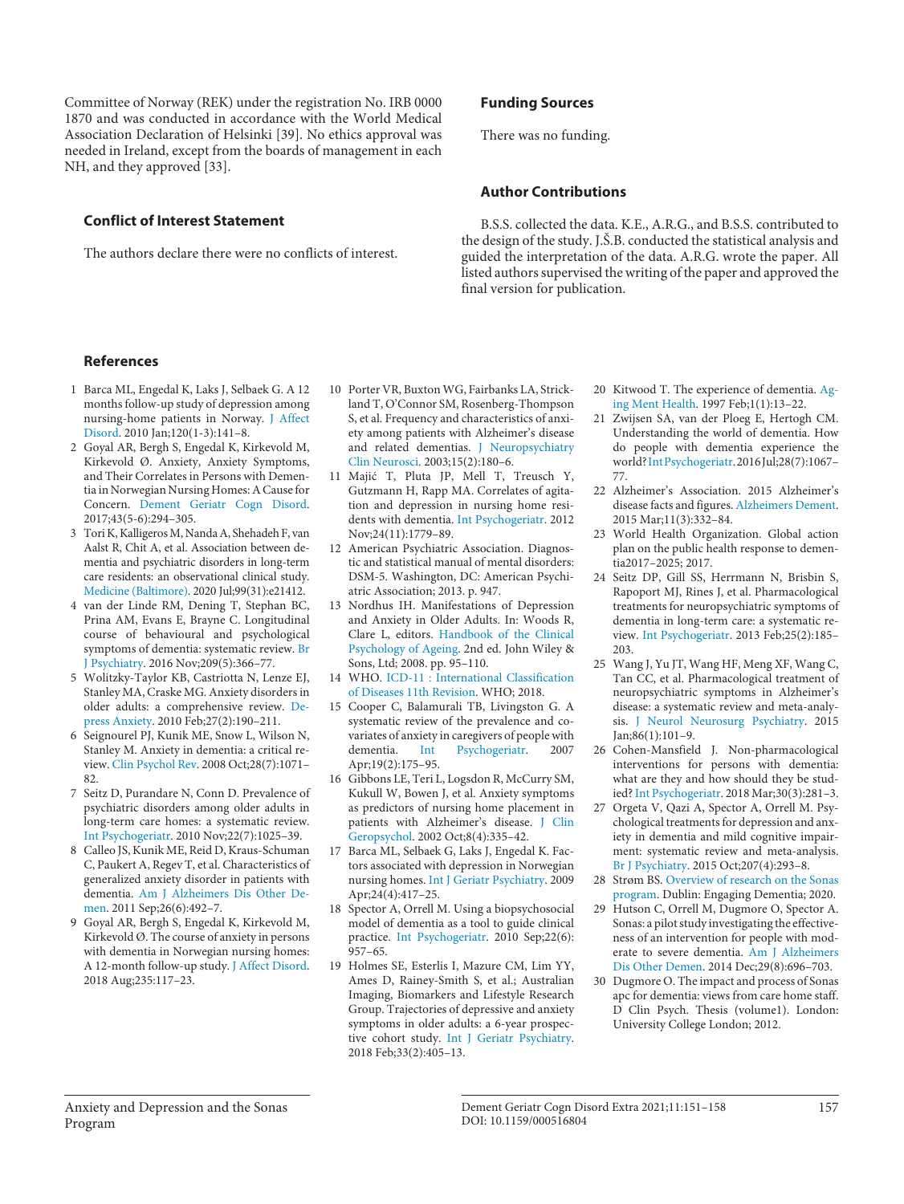Committee of Norway (REK) under the registration No. IRB 0000 1870 and was conducted in accordance with the World Medical Association Declaration of Helsinki [39]. No ethics approval was needed in Ireland, except from the boards of management in each NH, and they approved [33].

## Conflict of Interest Statement

The authors declare there were no conflicts of interest.

## Funding Sources

There was no funding.

## Author Contributions

B.S.S. collected the data. K.E., A.R.G., and B.S.S. contributed to the design of the study. J.Š.B. conducted the statistical analysis and guided the interpretation of the data. A.R.G. wrote the paper. All listed authors supervised the writing of the paper and approved the final version for publication.

## References

1. Barca ML, Engedal K, Laks J, Selbaek G. A 12 months follow-up study of depression among nursing-home patients in Norway. J Affect Disord. 2010 Jan;120(1-3):141–8.
2. Goyal AR, Bergh S, Engedal K, Kirkevold M, Kirkevold Ø. Anxiety, Anxiety Symptoms, and Their Correlates in Persons with Dementia in Norwegian Nursing Homes: A Cause for Concern. Dement Geriatr Cogn Disord. 2017;43(5-6):294–305.
3. Tori K, Kalligeros M, Nanda A, Shehadeh F, van Aalst R, Chit A, et al. Association between dementia and psychiatric disorders in long-term care residents: an observational clinical study. Medicine (Baltimore). 2020 Jul;99(31):e21412.
4. van der Linde RM, Dening T, Stephan BC, Prina AM, Evans E, Brayne C. Longitudinal course of behavioural and psychological symptoms of dementia: systematic review. Br J Psychiatry. 2016 Nov;209(5):366–77.
5. Wolitzky-Taylor KB, Castriotta N, Lenze EJ, Stanley MA, Craske MG. Anxiety disorders in older adults: a comprehensive review. Depress Anxiety. 2010 Feb;27(2):190–211.
6. Seignourel PJ, Kunik ME, Snow L, Wilson N, Stanley M. Anxiety in dementia: a critical review. Clin Psychol Rev. 2008 Oct;28(7):1071–82.
7. Seitz D, Purandare N, Conn D. Prevalence of psychiatric disorders among older adults in long-term care homes: a systematic review. Int Psychogeriatr. 2010 Nov;22(7):1025–39.
8. Calleo JS, Kunik ME, Reid D, Kraus-Schuman C, Paukert A, Regev T, et al. Characteristics of generalized anxiety disorder in patients with dementia. Am J Alzheimers Dis Other Demen. 2011 Sep;26(6):492–7.
9. Goyal AR, Bergh S, Engedal K, Kirkevold M, Kirkevold Ø. The course of anxiety in persons with dementia in Norwegian nursing homes: A 12-month follow-up study. J Affect Disord. 2018 Aug;235:117–23.
10. Porter VR, Buxton WG, Fairbanks LA, Strickland T, O'Connor SM, Rosenberg-Thompson S, et al. Frequency and characteristics of anxiety among patients with Alzheimer's disease and related dementias. J Neuropsychiatry Clin Neurosci. 2003;15(2):180–6.
11. Majić T, Pluta JP, Mell T, Treusch Y, Gutzmann H, Rapp MA. Correlates of agitation and depression in nursing home residents with dementia. Int Psychogeriatr. 2012 Nov;24(11):1779–89.
12. American Psychiatric Association. Diagnostic and statistical manual of mental disorders: DSM-5. Washington, DC: American Psychiatric Association; 2013. p. 947.
13. Nordhus IH. Manifestations of Depression and Anxiety in Older Adults. In: Woods R, Clare L, editors. Handbook of the Clinical Psychology of Ageing. 2nd ed. John Wiley & Sons, Ltd; 2008. pp. 95–110.
14. WHO. ICD-11 : International Classification of Diseases 11th Revision. WHO; 2018.
15. Cooper C, Balamurali TB, Livingston G. A systematic review of the prevalence and covariates of anxiety in caregivers of people with dementia. Int Psychogeriatr. 2007 Apr;19(2):175–95.
16. Gibbons LE, Teri L, Logsdon R, McCurry SM, Kukull W, Bowen J, et al. Anxiety symptoms as predictors of nursing home placement in patients with Alzheimer's disease. J Clin Geropsychol. 2002 Oct;8(4):335–42.
17. Barca ML, Selbaek G, Laks J, Engedal K. Factors associated with depression in Norwegian nursing homes. Int J Geriatr Psychiatry. 2009 Apr;24(4):417–25.
18. Spector A, Orrell M. Using a biopsychosocial model of dementia as a tool to guide clinical practice. Int Psychogeriatr. 2010 Sep;22(6):957–65.
19. Holmes SE, Esterlis I, Mazure CM, Lim YY, Ames D, Rainey-Smith S, et al.; Australian Imaging, Biomarkers and Lifestyle Research Group. Trajectories of depressive and anxiety symptoms in older adults: a 6-year prospective cohort study. Int J Geriatr Psychiatry. 2018 Feb;33(2):405–13.
20. Kitwood T. The experience of dementia. Aging Ment Health. 1997 Feb;1(1):13–22.
21. Zwijsen SA, van der Ploeg E, Hertogh CM. Understanding the world of dementia. How do people with dementia experience the world? Int Psychogeriatr. 2016 Jul;28(7):1067–77.
22. Alzheimer's Association. 2015 Alzheimer's disease facts and figures. Alzheimers Dement. 2015 Mar;11(3):332–84.
23. World Health Organization. Global action plan on the public health response to dementia2017–2025; 2017.
24. Seitz DP, Gill SS, Herrmann N, Brisbin S, Rapoport MJ, Rines J, et al. Pharmacological treatments for neuropsychiatric symptoms of dementia in long-term care: a systematic review. Int Psychogeriatr. 2013 Feb;25(2):185–203.
25. Wang J, Yu JT, Wang HF, Meng XF, Wang C, Tan CC, et al. Pharmacological treatment of neuropsychiatric symptoms in Alzheimer's disease: a systematic review and meta-analysis. J Neurol Neurosurg Psychiatry. 2015 Jan;86(1):101–9.
26. Cohen-Mansfield J. Non-pharmacological interventions for persons with dementia: what are they and how should they be studied? Int Psychogeriatr. 2018 Mar;30(3):281–3.
27. Orgeta V, Qazi A, Spector A, Orrell M. Psychological treatments for depression and anxiety in dementia and mild cognitive impairment: systematic review and meta-analysis. Br J Psychiatry. 2015 Oct;207(4):293–8.
28. Strøm BS. Overview of research on the Sonas program. Dublin: Engaging Dementia; 2020.
29. Hutson C, Orrell M, Dugmore O, Spector A. Sonas: a pilot study investigating the effectiveness of an intervention for people with moderate to severe dementia. Am J Alzheimers Dis Other Demen. 2014 Dec;29(8):696–703.
30. Dugmore O. The impact and process of Sonas apc for dementia: views from care home staff. D Clin Psych. Thesis (volume1). London: University College London; 2012.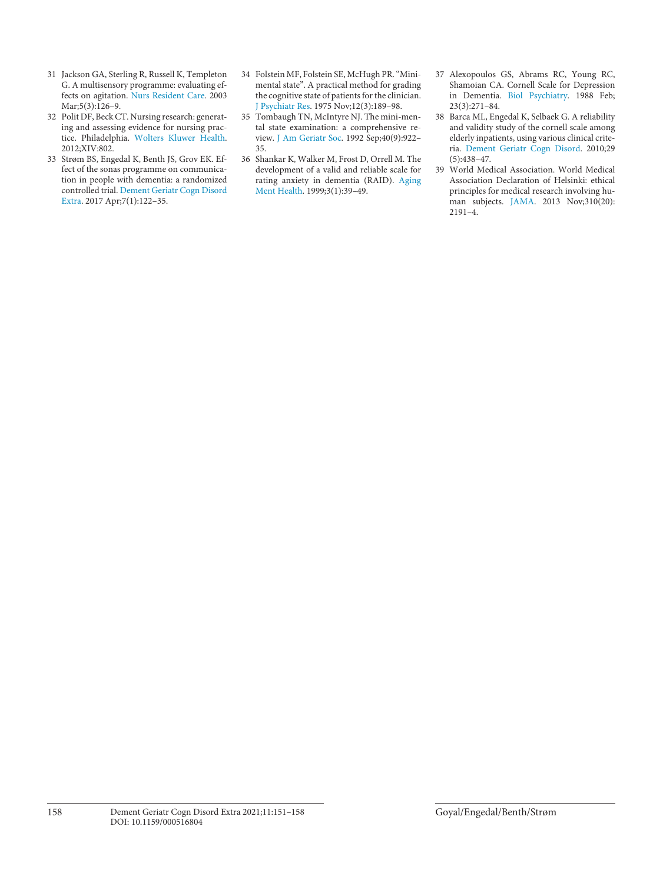31 Jackson GA, Sterling R, Russell K, Templeton G. A multisensory programme: evaluating effects on agitation. Nurs Resident Care. 2003 Mar;5(3):126–9.

32 Polit DF, Beck CT. Nursing research: generating and assessing evidence for nursing practice. Philadelphia. Wolters Kluwer Health. 2012;XIV:802.

33 Strøm BS, Engedal K, Benth JS, Grov EK. Effect of the sonas programme on communication in people with dementia: a randomized controlled trial. Dement Geriatr Cogn Disord Extra. 2017 Apr;7(1):122–35.

34 Folstein MF, Folstein SE, McHugh PR. "Mini-mental state". A practical method for grading the cognitive state of patients for the clinician. J Psychiatr Res. 1975 Nov;12(3):189–98.

35 Tombaugh TN, McIntyre NJ. The mini-mental state examination: a comprehensive review. J Am Geriatr Soc. 1992 Sep;40(9):922–35.

36 Shankar K, Walker M, Frost D, Orrell M. The development of a valid and reliable scale for rating anxiety in dementia (RAID). Aging Ment Health. 1999;3(1):39–49.

37 Alexopoulos GS, Abrams RC, Young RC, Shamoian CA. Cornell Scale for Depression in Dementia. Biol Psychiatry. 1988 Feb;23(3):271–84.

38 Barca ML, Engedal K, Selbaek G. A reliability and validity study of the cornell scale among elderly inpatients, using various clinical criteria. Dement Geriatr Cogn Disord. 2010;29(5):438–47.

39 World Medical Association. World Medical Association Declaration of Helsinki: ethical principles for medical research involving human subjects. JAMA. 2013 Nov;310(20):2191–4.